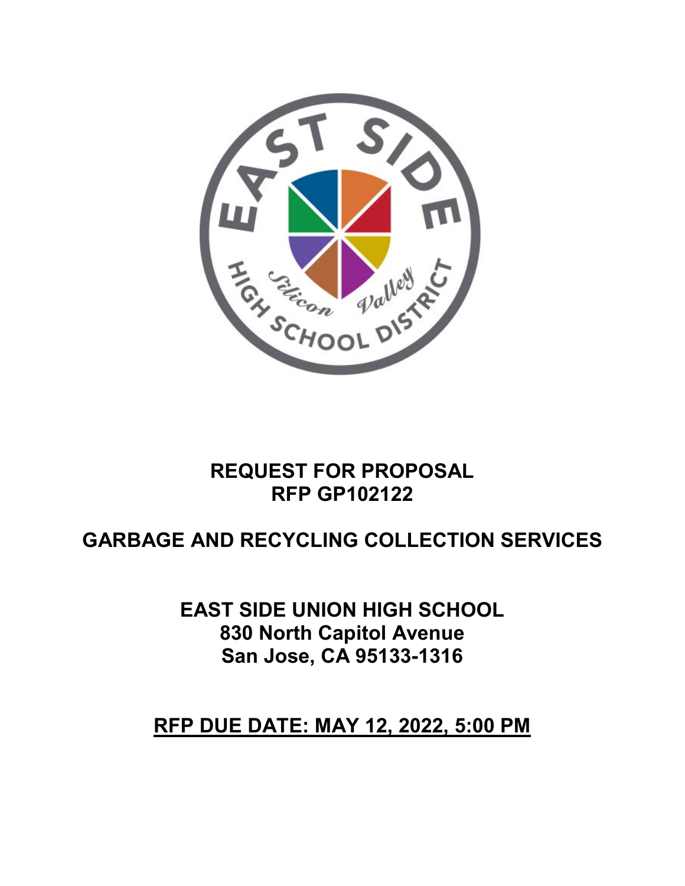# REQUEST FOR PROPOSAL
# RFP GP102122

## GARBAGE AND RECYCLING COLLECTION SERVICES

**EAST SIDE UNION HIGH SCHOOL**
**830 North Capitol Avenue**
**San Jose, CA 95133-1316**

**RFP DUE DATE: MAY 12, 2022, 5:00 PM**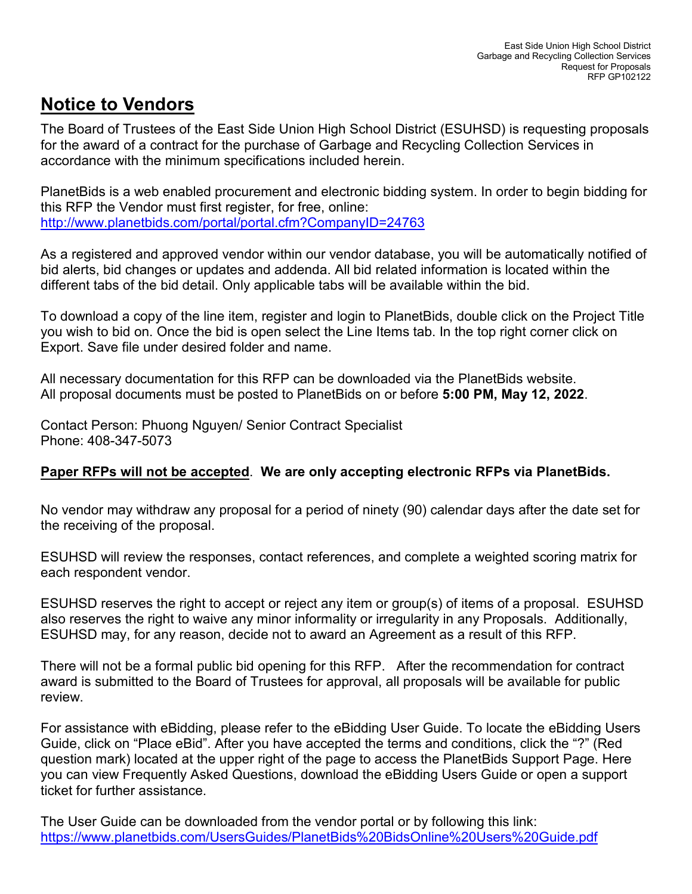# Notice to Vendors

The Board of Trustees of the East Side Union High School District (ESUHSD) is requesting proposals for the award of a contract for the purchase of Garbage and Recycling Collection Services in accordance with the minimum specifications included herein.

PlanetBids is a web enabled procurement and electronic bidding system. In order to begin bidding for this RFP the Vendor must first register, for free, online:
http://www.planetbids.com/portal/portal.cfm?CompanyID=24763

As a registered and approved vendor within our vendor database, you will be automatically notified of bid alerts, bid changes or updates and addenda. All bid related information is located within the different tabs of the bid detail. Only applicable tabs will be available within the bid.

To download a copy of the line item, register and login to PlanetBids, double click on the Project Title you wish to bid on. Once the bid is open select the Line Items tab. In the top right corner click on Export. Save file under desired folder and name.

All necessary documentation for this RFP can be downloaded via the PlanetBids website.
All proposal documents must be posted to PlanetBids on or before **5:00 PM, May 12, 2022**.

Contact Person: Phuong Nguyen/ Senior Contract Specialist
Phone: 408-347-5073

**Paper RFPs will not be accepted**. **We are only accepting electronic RFPs via PlanetBids.**

No vendor may withdraw any proposal for a period of ninety (90) calendar days after the date set for the receiving of the proposal.

ESUHSD will review the responses, contact references, and complete a weighted scoring matrix for each respondent vendor.

ESUHSD reserves the right to accept or reject any item or group(s) of items of a proposal. ESUHSD also reserves the right to waive any minor informality or irregularity in any Proposals. Additionally, ESUHSD may, for any reason, decide not to award an Agreement as a result of this RFP.

There will not be a formal public bid opening for this RFP. After the recommendation for contract award is submitted to the Board of Trustees for approval, all proposals will be available for public review.

For assistance with eBidding, please refer to the eBidding User Guide. To locate the eBidding Users Guide, click on "Place eBid". After you have accepted the terms and conditions, click the "?" (Red question mark) located at the upper right of the page to access the PlanetBids Support Page. Here you can view Frequently Asked Questions, download the eBidding Users Guide or open a support ticket for further assistance.

The User Guide can be downloaded from the vendor portal or by following this link:
https://www.planetbids.com/UsersGuides/PlanetBids%20BidsOnline%20Users%20Guide.pdf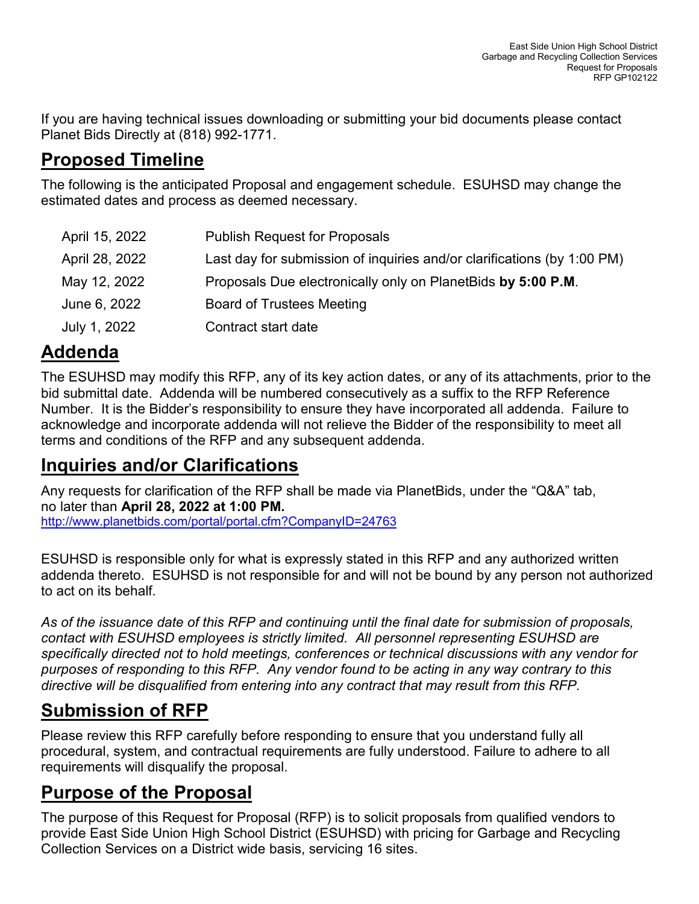If you are having technical issues downloading or submitting your bid documents please contact Planet Bids Directly at (818) 992-1771.

## Proposed Timeline

The following is the anticipated Proposal and engagement schedule. ESUHSD may change the estimated dates and process as deemed necessary.

| | |
|---|---|
| April 15, 2022 | Publish Request for Proposals |
| April 28, 2022 | Last day for submission of inquiries and/or clarifications (by 1:00 PM) |
| May 12, 2022 | Proposals Due electronically only on PlanetBids **by 5:00 P.M**. |
| June 6, 2022 | Board of Trustees Meeting |
| July 1, 2022 | Contract start date |

## Addenda

The ESUHSD may modify this RFP, any of its key action dates, or any of its attachments, prior to the bid submittal date. Addenda will be numbered consecutively as a suffix to the RFP Reference Number. It is the Bidder's responsibility to ensure they have incorporated all addenda. Failure to acknowledge and incorporate addenda will not relieve the Bidder of the responsibility to meet all terms and conditions of the RFP and any subsequent addenda.

## Inquiries and/or Clarifications

Any requests for clarification of the RFP shall be made via PlanetBids, under the "Q&A" tab, no later than **April 28, 2022 at 1:00 PM.**
http://www.planetbids.com/portal/portal.cfm?CompanyID=24763

ESUHSD is responsible only for what is expressly stated in this RFP and any authorized written addenda thereto. ESUHSD is not responsible for and will not be bound by any person not authorized to act on its behalf.

*As of the issuance date of this RFP and continuing until the final date for submission of proposals, contact with ESUHSD employees is strictly limited. All personnel representing ESUHSD are specifically directed not to hold meetings, conferences or technical discussions with any vendor for purposes of responding to this RFP. Any vendor found to be acting in any way contrary to this directive will be disqualified from entering into any contract that may result from this RFP.*

## Submission of RFP

Please review this RFP carefully before responding to ensure that you understand fully all procedural, system, and contractual requirements are fully understood. Failure to adhere to all requirements will disqualify the proposal.

## Purpose of the Proposal

The purpose of this Request for Proposal (RFP) is to solicit proposals from qualified vendors to provide East Side Union High School District (ESUHSD) with pricing for Garbage and Recycling Collection Services on a District wide basis, servicing 16 sites.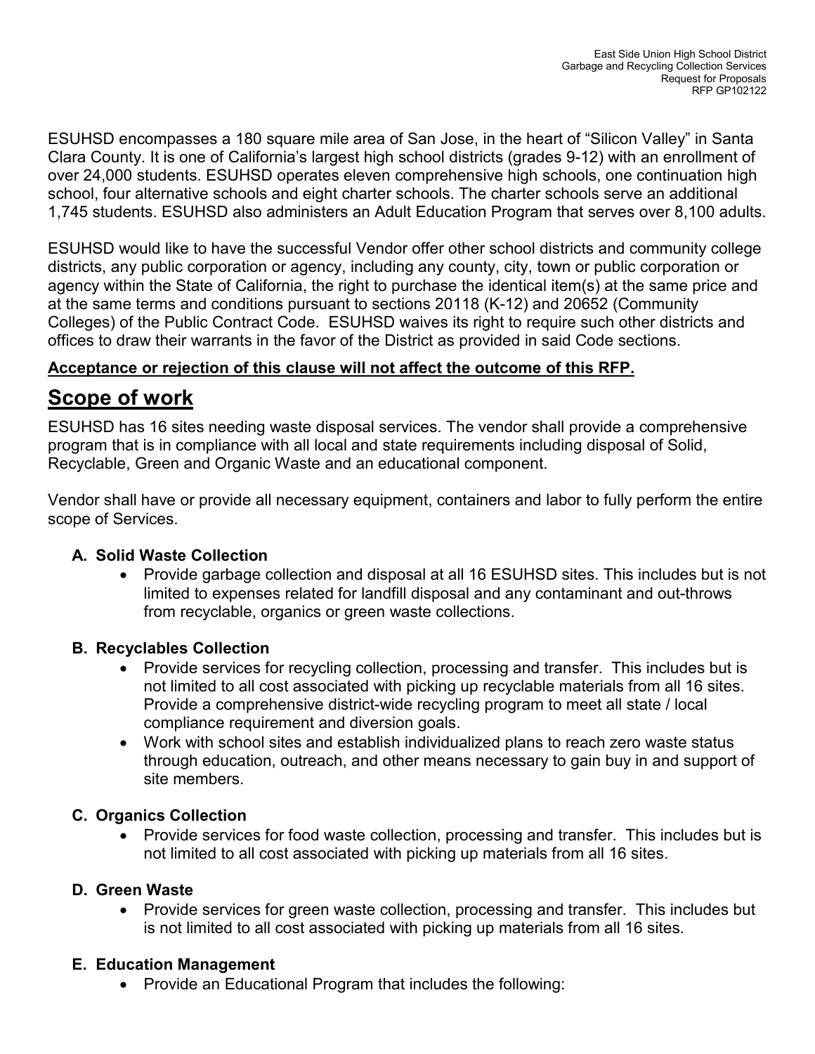ESUHSD encompasses a 180 square mile area of San Jose, in the heart of "Silicon Valley" in Santa Clara County. It is one of California's largest high school districts (grades 9-12) with an enrollment of over 24,000 students. ESUHSD operates eleven comprehensive high schools, one continuation high school, four alternative schools and eight charter schools. The charter schools serve an additional 1,745 students. ESUHSD also administers an Adult Education Program that serves over 8,100 adults.

ESUHSD would like to have the successful Vendor offer other school districts and community college districts, any public corporation or agency, including any county, city, town or public corporation or agency within the State of California, the right to purchase the identical item(s) at the same price and at the same terms and conditions pursuant to sections 20118 (K-12) and 20652 (Community Colleges) of the Public Contract Code. ESUHSD waives its right to require such other districts and offices to draw their warrants in the favor of the District as provided in said Code sections.

**Acceptance or rejection of this clause will not affect the outcome of this RFP.**

## Scope of work

ESUHSD has 16 sites needing waste disposal services. The vendor shall provide a comprehensive program that is in compliance with all local and state requirements including disposal of Solid, Recyclable, Green and Organic Waste and an educational component.

Vendor shall have or provide all necessary equipment, containers and labor to fully perform the entire scope of Services.

### A. Solid Waste Collection

- Provide garbage collection and disposal at all 16 ESUHSD sites. This includes but is not limited to expenses related for landfill disposal and any contaminant and out-throws from recyclable, organics or green waste collections.

### B. Recyclables Collection

- Provide services for recycling collection, processing and transfer. This includes but is not limited to all cost associated with picking up recyclable materials from all 16 sites. Provide a comprehensive district-wide recycling program to meet all state / local compliance requirement and diversion goals.
- Work with school sites and establish individualized plans to reach zero waste status through education, outreach, and other means necessary to gain buy in and support of site members.

### C. Organics Collection

- Provide services for food waste collection, processing and transfer. This includes but is not limited to all cost associated with picking up materials from all 16 sites.

### D. Green Waste

- Provide services for green waste collection, processing and transfer. This includes but is not limited to all cost associated with picking up materials from all 16 sites.

### E. Education Management

- Provide an Educational Program that includes the following: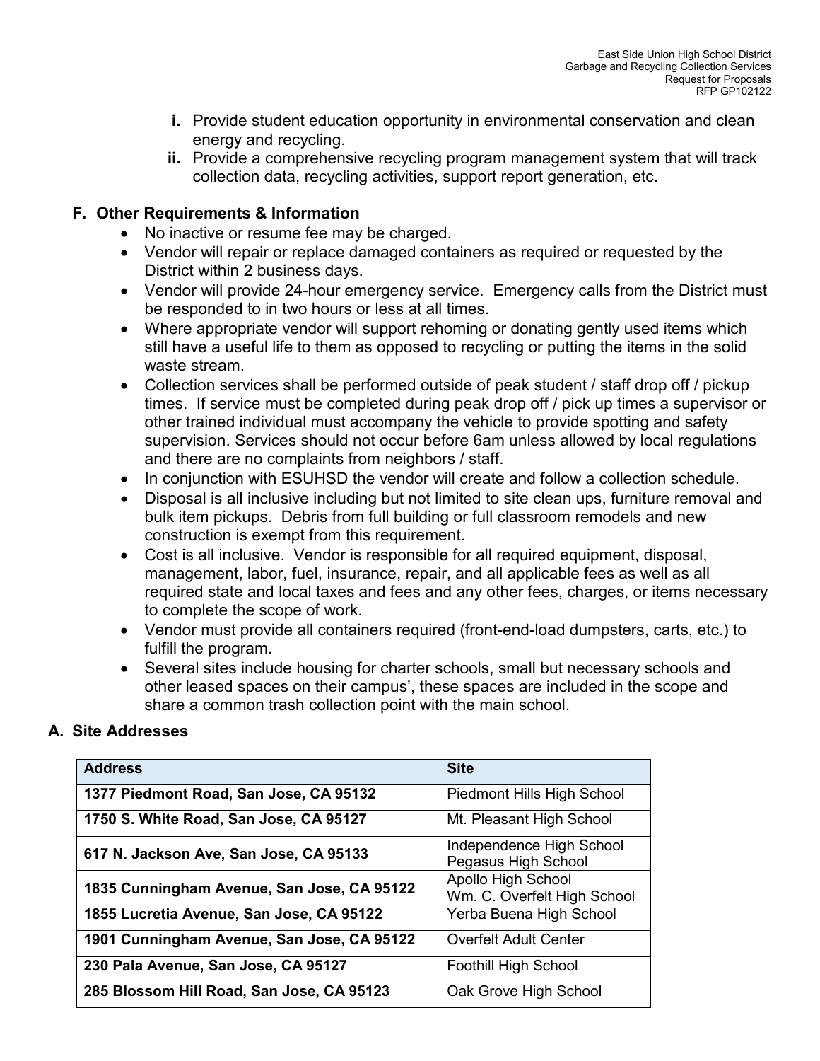i. Provide student education opportunity in environmental conservation and clean energy and recycling.

ii. Provide a comprehensive recycling program management system that will track collection data, recycling activities, support report generation, etc.

## F. Other Requirements & Information

- No inactive or resume fee may be charged.
- Vendor will repair or replace damaged containers as required or requested by the District within 2 business days.
- Vendor will provide 24-hour emergency service. Emergency calls from the District must be responded to in two hours or less at all times.
- Where appropriate vendor will support rehoming or donating gently used items which still have a useful life to them as opposed to recycling or putting the items in the solid waste stream.
- Collection services shall be performed outside of peak student / staff drop off / pickup times. If service must be completed during peak drop off / pick up times a supervisor or other trained individual must accompany the vehicle to provide spotting and safety supervision. Services should not occur before 6am unless allowed by local regulations and there are no complaints from neighbors / staff.
- In conjunction with ESUHSD the vendor will create and follow a collection schedule.
- Disposal is all inclusive including but not limited to site clean ups, furniture removal and bulk item pickups. Debris from full building or full classroom remodels and new construction is exempt from this requirement.
- Cost is all inclusive. Vendor is responsible for all required equipment, disposal, management, labor, fuel, insurance, repair, and all applicable fees as well as all required state and local taxes and fees and any other fees, charges, or items necessary to complete the scope of work.
- Vendor must provide all containers required (front-end-load dumpsters, carts, etc.) to fulfill the program.
- Several sites include housing for charter schools, small but necessary schools and other leased spaces on their campus', these spaces are included in the scope and share a common trash collection point with the main school.

## A. Site Addresses

| Address | Site |
|---|---|
| **1377 Piedmont Road, San Jose, CA 95132** | Piedmont Hills High School |
| **1750 S. White Road, San Jose, CA 95127** | Mt. Pleasant High School |
| **617 N. Jackson Ave, San Jose, CA 95133** | Independence High School<br>Pegasus High School |
| **1835 Cunningham Avenue, San Jose, CA 95122** | Apollo High School<br>Wm. C. Overfelt High School |
| **1855 Lucretia Avenue, San Jose, CA 95122** | Yerba Buena High School |
| **1901 Cunningham Avenue, San Jose, CA 95122** | Overfelt Adult Center |
| **230 Pala Avenue, San Jose, CA 95127** | Foothill High School |
| **285 Blossom Hill Road, San Jose, CA 95123** | Oak Grove High School |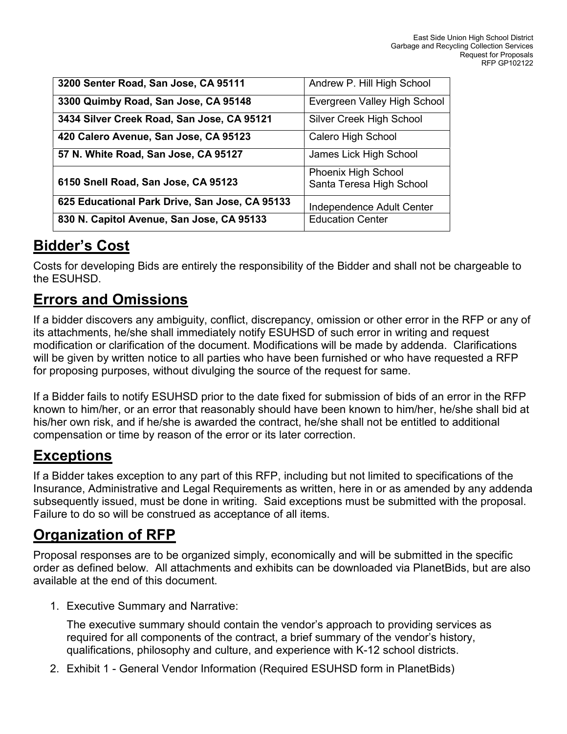| **3200 Senter Road, San Jose, CA 95111** | Andrew P. Hill High School |
|---|---|
| **3300 Quimby Road, San Jose, CA 95148** | Evergreen Valley High School |
| **3434 Silver Creek Road, San Jose, CA 95121** | Silver Creek High School |
| **420 Calero Avenue, San Jose, CA 95123** | Calero High School |
| **57 N. White Road, San Jose, CA 95127** | James Lick High School |
| **6150 Snell Road, San Jose, CA 95123** | Phoenix High School<br>Santa Teresa High School |
| **625 Educational Park Drive, San Jose, CA 95133** | Independence Adult Center |
| **830 N. Capitol Avenue, San Jose, CA 95133** | Education Center |

## Bidder's Cost

Costs for developing Bids are entirely the responsibility of the Bidder and shall not be chargeable to the ESUHSD.

## Errors and Omissions

If a bidder discovers any ambiguity, conflict, discrepancy, omission or other error in the RFP or any of its attachments, he/she shall immediately notify ESUHSD of such error in writing and request modification or clarification of the document. Modifications will be made by addenda. Clarifications will be given by written notice to all parties who have been furnished or who have requested a RFP for proposing purposes, without divulging the source of the request for same.

If a Bidder fails to notify ESUHSD prior to the date fixed for submission of bids of an error in the RFP known to him/her, or an error that reasonably should have been known to him/her, he/she shall bid at his/her own risk, and if he/she is awarded the contract, he/she shall not be entitled to additional compensation or time by reason of the error or its later correction.

## Exceptions

If a Bidder takes exception to any part of this RFP, including but not limited to specifications of the Insurance, Administrative and Legal Requirements as written, here in or as amended by any addenda subsequently issued, must be done in writing. Said exceptions must be submitted with the proposal. Failure to do so will be construed as acceptance of all items.

## Organization of RFP

Proposal responses are to be organized simply, economically and will be submitted in the specific order as defined below. All attachments and exhibits can be downloaded via PlanetBids, but are also available at the end of this document.

1. Executive Summary and Narrative:

   The executive summary should contain the vendor's approach to providing services as required for all components of the contract, a brief summary of the vendor's history, qualifications, philosophy and culture, and experience with K-12 school districts.

2. Exhibit 1 - General Vendor Information (Required ESUHSD form in PlanetBids)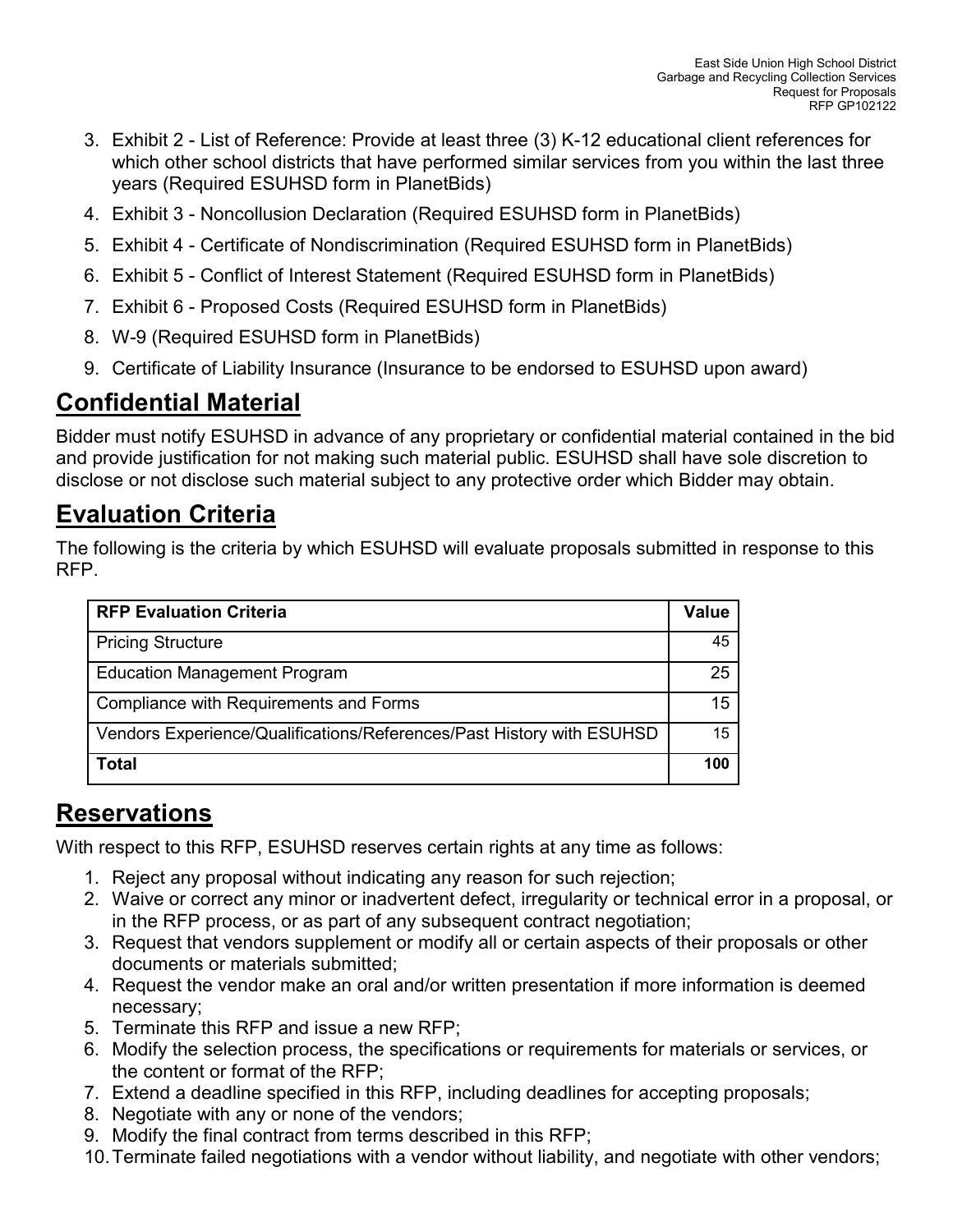3. Exhibit 2 - List of Reference: Provide at least three (3) K-12 educational client references for which other school districts that have performed similar services from you within the last three years (Required ESUHSD form in PlanetBids)
4. Exhibit 3 - Noncollusion Declaration (Required ESUHSD form in PlanetBids)
5. Exhibit 4 - Certificate of Nondiscrimination (Required ESUHSD form in PlanetBids)
6. Exhibit 5 - Conflict of Interest Statement (Required ESUHSD form in PlanetBids)
7. Exhibit 6 - Proposed Costs (Required ESUHSD form in PlanetBids)
8. W-9 (Required ESUHSD form in PlanetBids)
9. Certificate of Liability Insurance (Insurance to be endorsed to ESUHSD upon award)

## Confidential Material

Bidder must notify ESUHSD in advance of any proprietary or confidential material contained in the bid and provide justification for not making such material public. ESUHSD shall have sole discretion to disclose or not disclose such material subject to any protective order which Bidder may obtain.

## Evaluation Criteria

The following is the criteria by which ESUHSD will evaluate proposals submitted in response to this RFP.

| **RFP Evaluation Criteria** | **Value** |
|---|---|
| Pricing Structure | 45 |
| Education Management Program | 25 |
| Compliance with Requirements and Forms | 15 |
| Vendors Experience/Qualifications/References/Past History with ESUHSD | 15 |
| **Total** | **100** |

## Reservations

With respect to this RFP, ESUHSD reserves certain rights at any time as follows:

1. Reject any proposal without indicating any reason for such rejection;
2. Waive or correct any minor or inadvertent defect, irregularity or technical error in a proposal, or in the RFP process, or as part of any subsequent contract negotiation;
3. Request that vendors supplement or modify all or certain aspects of their proposals or other documents or materials submitted;
4. Request the vendor make an oral and/or written presentation if more information is deemed necessary;
5. Terminate this RFP and issue a new RFP;
6. Modify the selection process, the specifications or requirements for materials or services, or the content or format of the RFP;
7. Extend a deadline specified in this RFP, including deadlines for accepting proposals;
8. Negotiate with any or none of the vendors;
9. Modify the final contract from terms described in this RFP;
10. Terminate failed negotiations with a vendor without liability, and negotiate with other vendors;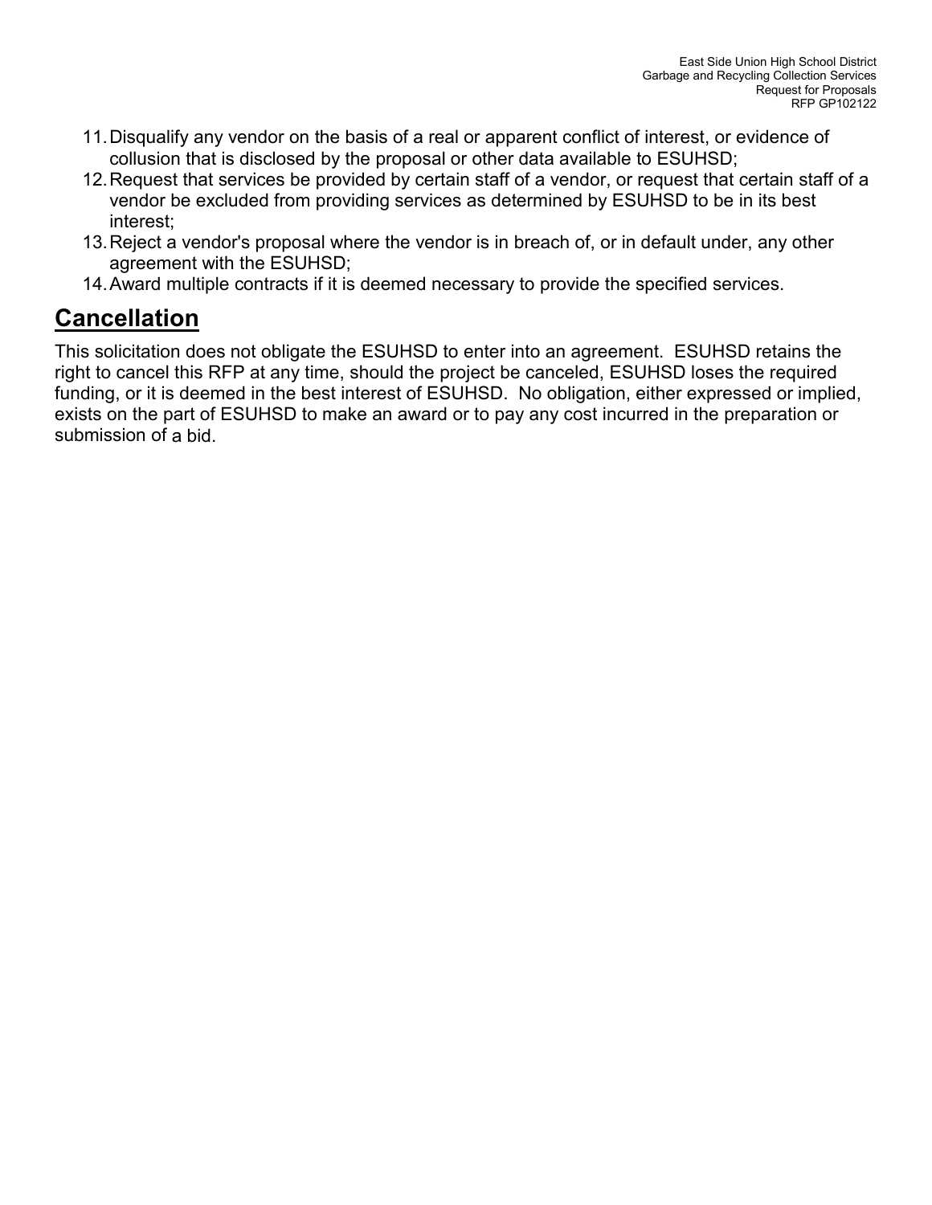11. Disqualify any vendor on the basis of a real or apparent conflict of interest, or evidence of collusion that is disclosed by the proposal or other data available to ESUHSD;
12. Request that services be provided by certain staff of a vendor, or request that certain staff of a vendor be excluded from providing services as determined by ESUHSD to be in its best interest;
13. Reject a vendor's proposal where the vendor is in breach of, or in default under, any other agreement with the ESUHSD;
14. Award multiple contracts if it is deemed necessary to provide the specified services.

## **Cancellation**

This solicitation does not obligate the ESUHSD to enter into an agreement. ESUHSD retains the right to cancel this RFP at any time, should the project be canceled, ESUHSD loses the required funding, or it is deemed in the best interest of ESUHSD. No obligation, either expressed or implied, exists on the part of ESUHSD to make an award or to pay any cost incurred in the preparation or submission of a bid.